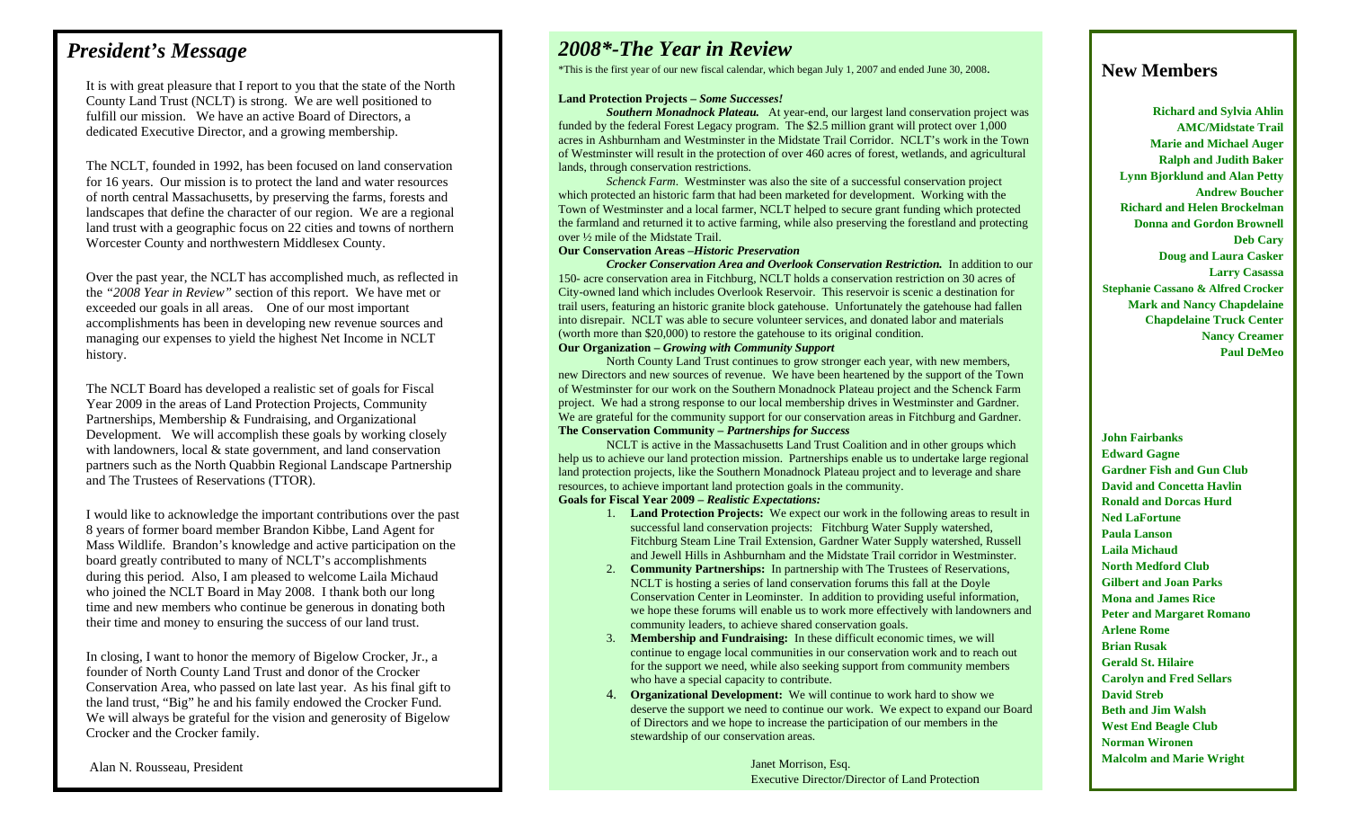## *President's Message*

It is with great pleasure that I report to you that the state of the North County Land Trust (NCLT) is strong. We are well positioned to fulfill our mission. We have an active Board of Directors, a dedicated Executive Director, and a growing membership.

The NCLT, founded in 1992, has been focused on land conservation for 16 years. Our mission is to protect the land and water resources of north central Massachusetts, by preserving the farms, forests and landscapes that define the character of our region. We are a regional land trust with a geographic focus on 22 cities and towns of northern Worcester County and northwestern Middlesex County.

Over the past year, the NCLT has accomplished much, as reflected in the *"2008 Year in Review"* section of this report. We have met or exceeded our goals in all areas. One of our most important accomplishments has been in developing new revenue sources and managing our expenses to yield the highest Net Income in NCLT history.

The NCLT Board has developed a realistic set of goals for Fiscal Year 2009 in the areas of Land Protection Projects, Community Partnerships, Membership & Fundraising, and Organizational Development. We will accomplish these goals by working closely with landowners, local & state government, and land conservation partners such as the North Quabbin Regional Landscape Partnership and The Trustees of Reservations (TTOR).

I would like to acknowledge the important contributions over the past 8 years of former board member Brandon Kibbe, Land Agent for Mass Wildlife. Brandon's knowledge and active participation on the board greatly contributed to many of NCLT's accomplishments during this period. Also, I am pleased to welcome Laila Michaud who joined the NCLT Board in May 2008. I thank both our long time and new members who continue be generous in donating both their time and money to ensuring the success of our land trust.

In closing, I want to honor the memory of Bigelow Crocker, Jr., a founder of North County Land Trust and donor of the Crocker Conservation Area, who passed on late last year. As his final gift to the land trust, "Big" he and his family endowed the Crocker Fund. We will always be grateful for the vision and generosity of Bigelow Crocker and the Crocker family.

Alan N. Rousseau, President

## *2008\*-The Year in Review*

\*This is the first year of our new fiscal calendar, which began July 1, 2007 and ended June 30, 2008.

**Land Protection Projects –** ***Some Successes!***

***Southern Monadnock Plateau.*** At year-end, our largest land conservation project was funded by the federal Forest Legacy program. The $2.5 million grant will protect over 1,000 acres in Ashburnham and Westminster in the Midstate Trail Corridor. NCLT's work in the Town of Westminster will result in the protection of over 460 acres of forest, wetlands, and agricultural lands, through conservation restrictions.

*Schenck Farm*. Westminster was also the site of a successful conservation project which protected an historic farm that had been marketed for development. Working with the Town of Westminster and a local farmer, NCLT helped to secure grant funding which protected the farmland and returned it to active farming, while also preserving the forestland and protecting over ½ mile of the Midstate Trail.

**Our Conservation Areas –*****Historic Preservation***

***Crocker Conservation Area and Overlook Conservation Restriction.*** In addition to our 150- acre conservation area in Fitchburg, NCLT holds a conservation restriction on 30 acres of City-owned land which includes Overlook Reservoir. This reservoir is scenic a destination for trail users, featuring an historic granite block gatehouse. Unfortunately the gatehouse had fallen into disrepair. NCLT was able to secure volunteer services, and donated labor and materials (worth more than $20,000) to restore the gatehouse to its original condition.

**Our Organization –** ***Growing with Community Support***

North County Land Trust continues to grow stronger each year, with new members, new Directors and new sources of revenue. We have been heartened by the support of the Town of Westminster for our work on the Southern Monadnock Plateau project and the Schenck Farm project. We had a strong response to our local membership drives in Westminster and Gardner. We are grateful for the community support for our conservation areas in Fitchburg and Gardner.

**The Conservation Community –** ***Partnerships for Success***

NCLT is active in the Massachusetts Land Trust Coalition and in other groups which help us to achieve our land protection mission. Partnerships enable us to undertake large regional land protection projects, like the Southern Monadnock Plateau project and to leverage and share resources, to achieve important land protection goals in the community.

**Goals for Fiscal Year 2009 –** ***Realistic Expectations:***

1. **Land Protection Projects:** We expect our work in the following areas to result in successful land conservation projects: Fitchburg Water Supply watershed, Fitchburg Steam Line Trail Extension, Gardner Water Supply watershed, Russell and Jewell Hills in Ashburnham and the Midstate Trail corridor in Westminster.
2. **Community Partnerships:** In partnership with The Trustees of Reservations, NCLT is hosting a series of land conservation forums this fall at the Doyle Conservation Center in Leominster. In addition to providing useful information, we hope these forums will enable us to work more effectively with landowners and community leaders, to achieve shared conservation goals.
3. **Membership and Fundraising:** In these difficult economic times, we will continue to engage local communities in our conservation work and to reach out for the support we need, while also seeking support from community members who have a special capacity to contribute.
4. **Organizational Development:** We will continue to work hard to show we deserve the support we need to continue our work. We expect to expand our Board of Directors and we hope to increase the participation of our members in the stewardship of our conservation areas.

Janet Morrison, Esq.
Executive Director/Director of Land Protection

## New Members

**Richard and Sylvia Ahlin**
**AMC/Midstate Trail**
**Marie and Michael Auger**
**Ralph and Judith Baker**
**Lynn Bjorklund and Alan Petty**
**Andrew Boucher**
**Richard and Helen Brockelman**
**Donna and Gordon Brownell**
**Deb Cary**
**Doug and Laura Casker**
**Larry Casassa**
**Stephanie Cassano & Alfred Crocker**
**Mark and Nancy Chapdelaine**
**Chapdelaine Truck Center**
**Nancy Creamer**
**Paul DeMeo**

**John Fairbanks**
**Edward Gagne**
**Gardner Fish and Gun Club**
**David and Concetta Havlin**
**Ronald and Dorcas Hurd**
**Ned LaFortune**
**Paula Lanson**
**Laila Michaud**
**North Medford Club**
**Gilbert and Joan Parks**
**Mona and James Rice**
**Peter and Margaret Romano**
**Arlene Rome**
**Brian Rusak**
**Gerald St. Hilaire**
**Carolyn and Fred Sellars**
**David Streb**
**Beth and Jim Walsh**
**West End Beagle Club**
**Norman Wironen**
**Malcolm and Marie Wright**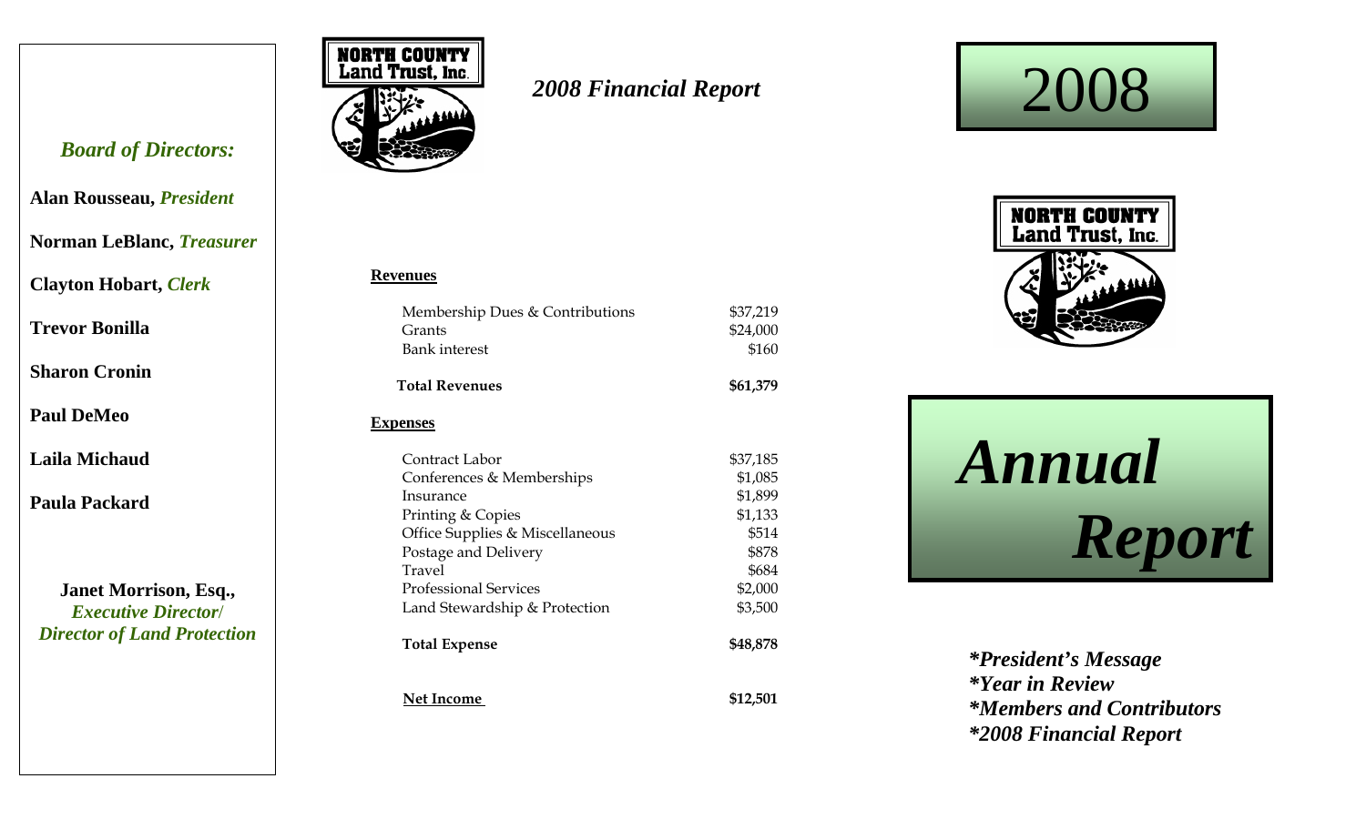*Board of Directors:*

**Alan Rousseau,** ***President***

**Norman LeBlanc,** ***Treasurer***

**Clayton Hobart,** ***Clerk***

**Trevor Bonilla**

**Sharon Cronin**

**Paul DeMeo**

**Laila Michaud**

**Paula Packard**

**Janet Morrison, Esq.,**
***Executive Director/***
***Director of Land Protection***

NORTH COUNTY
Land Trust, Inc.

## *2008 Financial Report*

**Revenues**

| | |
|---|---|
| Membership Dues & Contributions | $37,219 |
| Grants | $24,000 |
| Bank interest | $160 |
| **Total Revenues** | **$61,379** |

**Expenses**

| | |
|---|---|
| Contract Labor | $37,185 |
| Conferences & Memberships | $1,085 |
| Insurance | $1,899 |
| Printing & Copies | $1,133 |
| Office Supplies & Miscellaneous | $514 |
| Postage and Delivery | $878 |
| Travel | $684 |
| Professional Services | $2,000 |
| Land Stewardship & Protection | $3,500 |
| **Total Expense** | **$48,878** |
| **Net Income** | **$12,501** |

# 2008

NORTH COUNTY
Land Trust, Inc.

# *Annual Report*

***\*President's Message***
***\*Year in Review***
***\*Members and Contributors***
***\*2008 Financial Report***